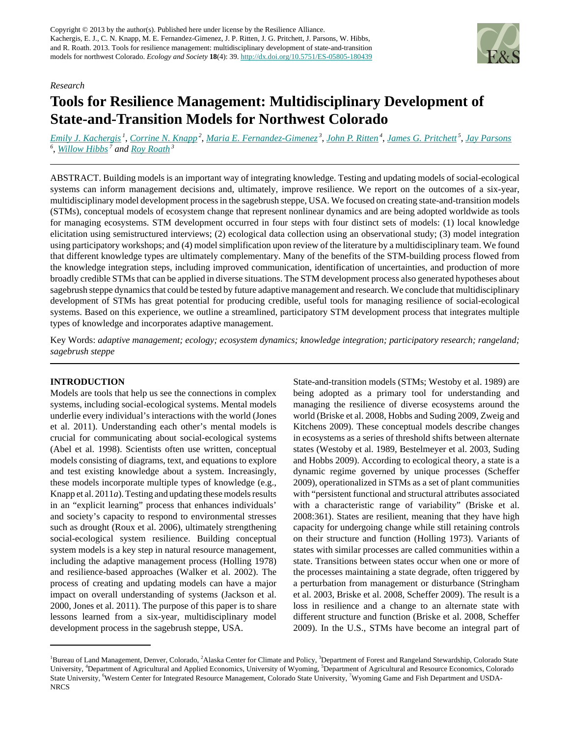Copyright © 2013 by the author(s). Published here under license by the Resilience Alliance.
Kachergis, E. J., C. N. Knapp, M. E. Fernandez-Gimenez, J. P. Ritten, J. G. Pritchett, J. Parsons, W. Hibbs, and R. Roath. 2013. Tools for resilience management: multidisciplinary development of state-and-transition models for northwest Colorado. *Ecology and Society* **18**(4): 39. http://dx.doi.org/10.5751/ES-05805-180439

*Research*

# Tools for Resilience Management: Multidisciplinary Development of State-and-Transition Models for Northwest Colorado

Emily J. Kachergis [1], Corrine N. Knapp [2], Maria E. Fernandez-Gimenez [3], John P. Ritten [4], James G. Pritchett [5], Jay Parsons [6], Willow Hibbs [7] and Roy Roath [3]

ABSTRACT. Building models is an important way of integrating knowledge. Testing and updating models of social-ecological systems can inform management decisions and, ultimately, improve resilience. We report on the outcomes of a six-year, multidisciplinary model development process in the sagebrush steppe, USA. We focused on creating state-and-transition models (STMs), conceptual models of ecosystem change that represent nonlinear dynamics and are being adopted worldwide as tools for managing ecosystems. STM development occurred in four steps with four distinct sets of models: (1) local knowledge elicitation using semistructured interviews; (2) ecological data collection using an observational study; (3) model integration using participatory workshops; and (4) model simplification upon review of the literature by a multidisciplinary team. We found that different knowledge types are ultimately complementary. Many of the benefits of the STM-building process flowed from the knowledge integration steps, including improved communication, identification of uncertainties, and production of more broadly credible STMs that can be applied in diverse situations. The STM development process also generated hypotheses about sagebrush steppe dynamics that could be tested by future adaptive management and research. We conclude that multidisciplinary development of STMs has great potential for producing credible, useful tools for managing resilience of social-ecological systems. Based on this experience, we outline a streamlined, participatory STM development process that integrates multiple types of knowledge and incorporates adaptive management.

Key Words: *adaptive management; ecology; ecosystem dynamics; knowledge integration; participatory research; rangeland; sagebrush steppe*

## INTRODUCTION

Models are tools that help us see the connections in complex systems, including social-ecological systems. Mental models underlie every individual's interactions with the world (Jones et al. 2011). Understanding each other's mental models is crucial for communicating about social-ecological systems (Abel et al. 1998). Scientists often use written, conceptual models consisting of diagrams, text, and equations to explore and test existing knowledge about a system. Increasingly, these models incorporate multiple types of knowledge (e.g., Knapp et al. 2011*a*). Testing and updating these models results in an "explicit learning" process that enhances individuals' and society's capacity to respond to environmental stresses such as drought (Roux et al. 2006), ultimately strengthening social-ecological system resilience. Building conceptual system models is a key step in natural resource management, including the adaptive management process (Holling 1978) and resilience-based approaches (Walker et al. 2002). The process of creating and updating models can have a major impact on overall understanding of systems (Jackson et al. 2000, Jones et al. 2011). The purpose of this paper is to share lessons learned from a six-year, multidisciplinary model development process in the sagebrush steppe, USA.

State-and-transition models (STMs; Westoby et al. 1989) are being adopted as a primary tool for understanding and managing the resilience of diverse ecosystems around the world (Briske et al. 2008, Hobbs and Suding 2009, Zweig and Kitchens 2009). These conceptual models describe changes in ecosystems as a series of threshold shifts between alternate states (Westoby et al. 1989, Bestelmeyer et al. 2003, Suding and Hobbs 2009). According to ecological theory, a state is a dynamic regime governed by unique processes (Scheffer 2009), operationalized in STMs as a set of plant communities with "persistent functional and structural attributes associated with a characteristic range of variability" (Briske et al. 2008:361). States are resilient, meaning that they have high capacity for undergoing change while still retaining controls on their structure and function (Holling 1973). Variants of states with similar processes are called communities within a state. Transitions between states occur when one or more of the processes maintaining a state degrade, often triggered by a perturbation from management or disturbance (Stringham et al. 2003, Briske et al. 2008, Scheffer 2009). The result is a loss in resilience and a change to an alternate state with different structure and function (Briske et al. 2008, Scheffer 2009). In the U.S., STMs have become an integral part of

[1]Bureau of Land Management, Denver, Colorado, [2]Alaska Center for Climate and Policy, [3]Department of Forest and Rangeland Stewardship, Colorado State University, [4]Department of Agricultural and Applied Economics, University of Wyoming, [5]Department of Agricultural and Resource Economics, Colorado State University, [6]Western Center for Integrated Resource Management, Colorado State University, [7]Wyoming Game and Fish Department and USDA-NRCS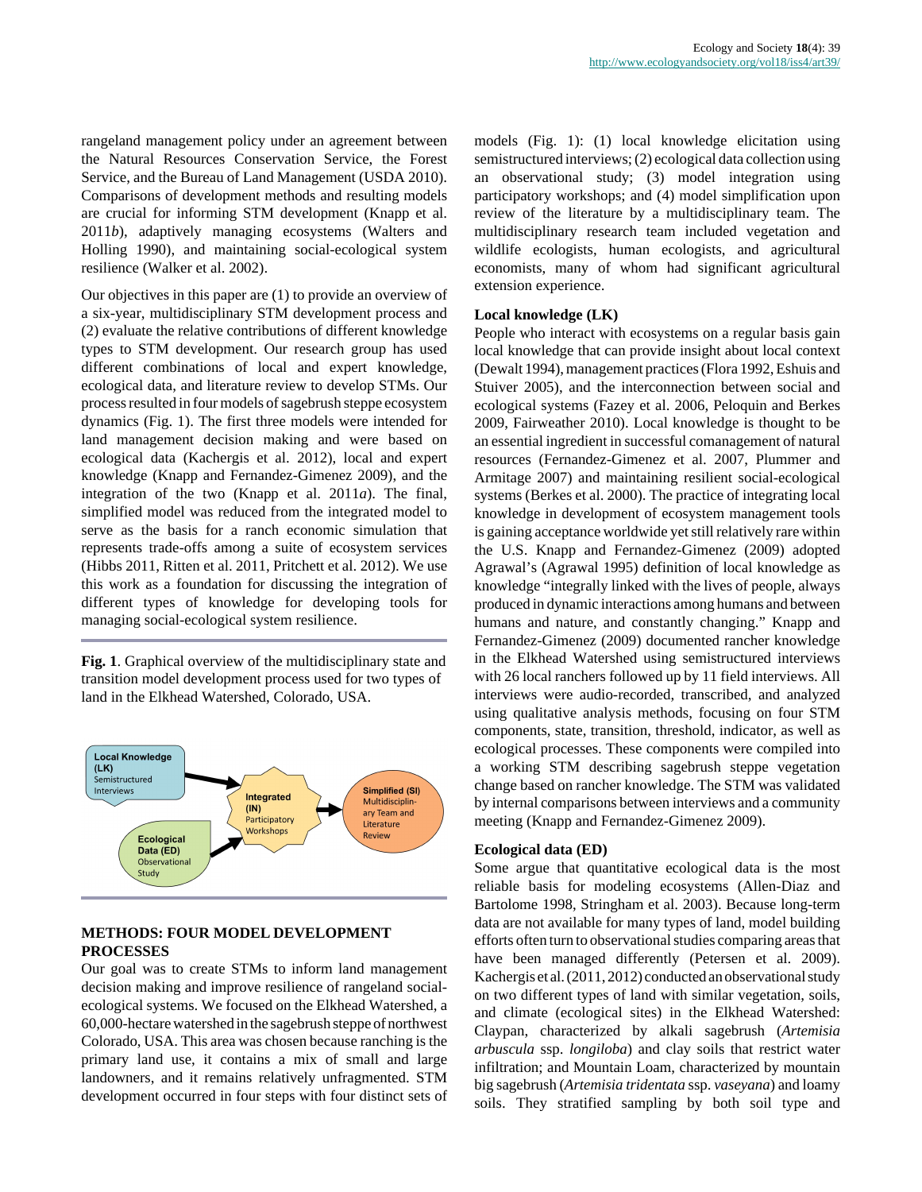rangeland management policy under an agreement between the Natural Resources Conservation Service, the Forest Service, and the Bureau of Land Management (USDA 2010). Comparisons of development methods and resulting models are crucial for informing STM development (Knapp et al. 2011*b*), adaptively managing ecosystems (Walters and Holling 1990), and maintaining social-ecological system resilience (Walker et al. 2002).

Our objectives in this paper are (1) to provide an overview of a six-year, multidisciplinary STM development process and (2) evaluate the relative contributions of different knowledge types to STM development. Our research group has used different combinations of local and expert knowledge, ecological data, and literature review to develop STMs. Our process resulted in four models of sagebrush steppe ecosystem dynamics (Fig. 1). The first three models were intended for land management decision making and were based on ecological data (Kachergis et al. 2012), local and expert knowledge (Knapp and Fernandez-Gimenez 2009), and the integration of the two (Knapp et al. 2011*a*). The final, simplified model was reduced from the integrated model to serve as the basis for a ranch economic simulation that represents trade-offs among a suite of ecosystem services (Hibbs 2011, Ritten et al. 2011, Pritchett et al. 2012). We use this work as a foundation for discussing the integration of different types of knowledge for developing tools for managing social-ecological system resilience.

**Fig. 1**. Graphical overview of the multidisciplinary state and transition model development process used for two types of land in the Elkhead Watershed, Colorado, USA.

## METHODS: FOUR MODEL DEVELOPMENT PROCESSES

Our goal was to create STMs to inform land management decision making and improve resilience of rangeland social-ecological systems. We focused on the Elkhead Watershed, a 60,000-hectare watershed in the sagebrush steppe of northwest Colorado, USA. This area was chosen because ranching is the primary land use, it contains a mix of small and large landowners, and it remains relatively unfragmented. STM development occurred in four steps with four distinct sets of models (Fig. 1): (1) local knowledge elicitation using semistructured interviews; (2) ecological data collection using an observational study; (3) model integration using participatory workshops; and (4) model simplification upon review of the literature by a multidisciplinary team. The multidisciplinary research team included vegetation and wildlife ecologists, human ecologists, and agricultural economists, many of whom had significant agricultural extension experience.

### Local knowledge (LK)

People who interact with ecosystems on a regular basis gain local knowledge that can provide insight about local context (Dewalt 1994), management practices (Flora 1992, Eshuis and Stuiver 2005), and the interconnection between social and ecological systems (Fazey et al. 2006, Peloquin and Berkes 2009, Fairweather 2010). Local knowledge is thought to be an essential ingredient in successful comanagement of natural resources (Fernandez-Gimenez et al. 2007, Plummer and Armitage 2007) and maintaining resilient social-ecological systems (Berkes et al. 2000). The practice of integrating local knowledge in development of ecosystem management tools is gaining acceptance worldwide yet still relatively rare within the U.S. Knapp and Fernandez-Gimenez (2009) adopted Agrawal's (Agrawal 1995) definition of local knowledge as knowledge "integrally linked with the lives of people, always produced in dynamic interactions among humans and between humans and nature, and constantly changing." Knapp and Fernandez-Gimenez (2009) documented rancher knowledge in the Elkhead Watershed using semistructured interviews with 26 local ranchers followed up by 11 field interviews. All interviews were audio-recorded, transcribed, and analyzed using qualitative analysis methods, focusing on four STM components, state, transition, threshold, indicator, as well as ecological processes. These components were compiled into a working STM describing sagebrush steppe vegetation change based on rancher knowledge. The STM was validated by internal comparisons between interviews and a community meeting (Knapp and Fernandez-Gimenez 2009).

### Ecological data (ED)

Some argue that quantitative ecological data is the most reliable basis for modeling ecosystems (Allen-Diaz and Bartolome 1998, Stringham et al. 2003). Because long-term data are not available for many types of land, model building efforts often turn to observational studies comparing areas that have been managed differently (Petersen et al. 2009). Kachergis et al. (2011, 2012) conducted an observational study on two different types of land with similar vegetation, soils, and climate (ecological sites) in the Elkhead Watershed: Claypan, characterized by alkali sagebrush (*Artemisia arbuscula* ssp. *longiloba*) and clay soils that restrict water infiltration; and Mountain Loam, characterized by mountain big sagebrush (*Artemisia tridentata* ssp. *vaseyana*) and loamy soils. They stratified sampling by both soil type and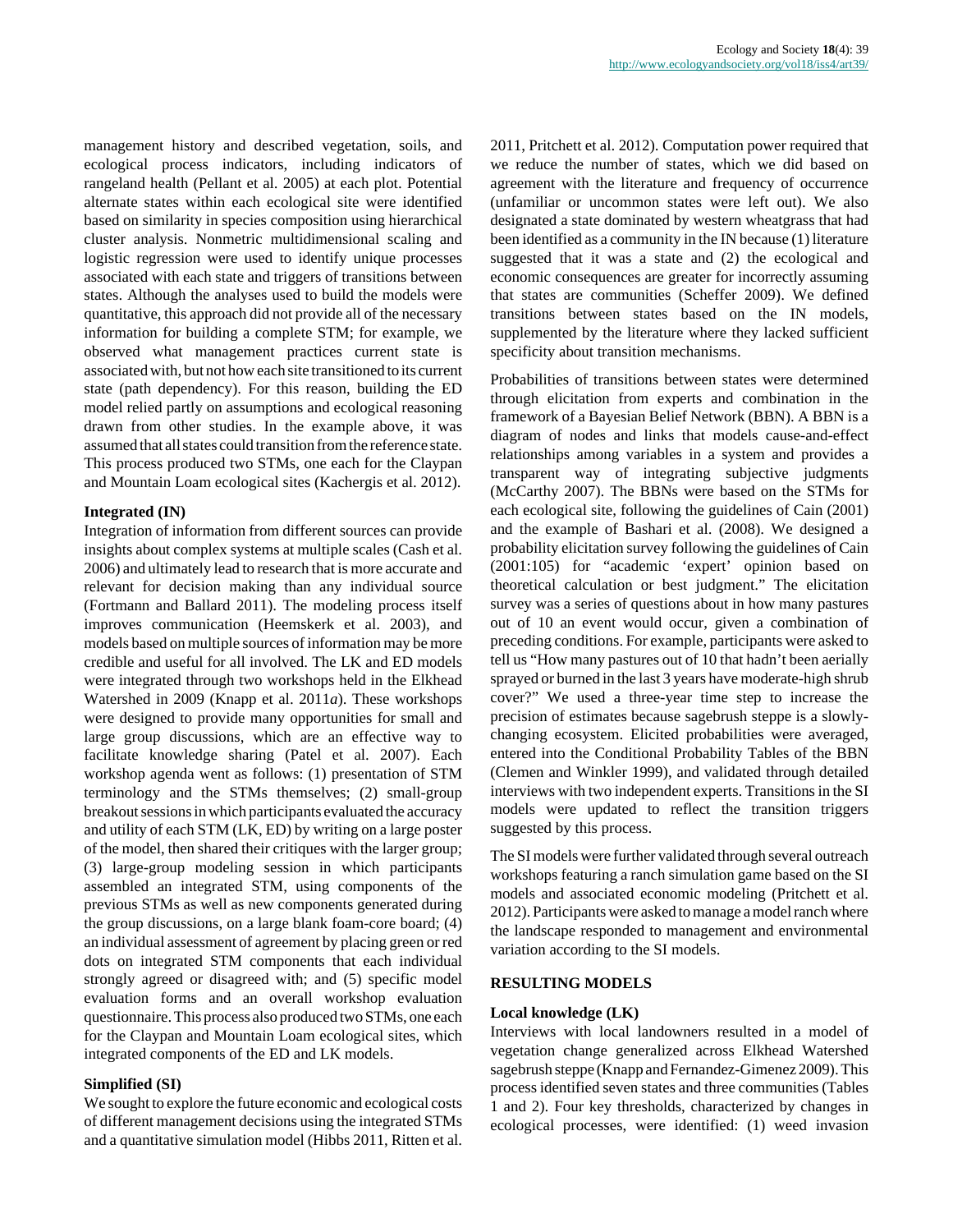management history and described vegetation, soils, and ecological process indicators, including indicators of rangeland health (Pellant et al. 2005) at each plot. Potential alternate states within each ecological site were identified based on similarity in species composition using hierarchical cluster analysis. Nonmetric multidimensional scaling and logistic regression were used to identify unique processes associated with each state and triggers of transitions between states. Although the analyses used to build the models were quantitative, this approach did not provide all of the necessary information for building a complete STM; for example, we observed what management practices current state is associated with, but not how each site transitioned to its current state (path dependency). For this reason, building the ED model relied partly on assumptions and ecological reasoning drawn from other studies. In the example above, it was assumed that all states could transition from the reference state. This process produced two STMs, one each for the Claypan and Mountain Loam ecological sites (Kachergis et al. 2012).

### Integrated (IN)

Integration of information from different sources can provide insights about complex systems at multiple scales (Cash et al. 2006) and ultimately lead to research that is more accurate and relevant for decision making than any individual source (Fortmann and Ballard 2011). The modeling process itself improves communication (Heemskerk et al. 2003), and models based on multiple sources of information may be more credible and useful for all involved. The LK and ED models were integrated through two workshops held in the Elkhead Watershed in 2009 (Knapp et al. 2011*a*). These workshops were designed to provide many opportunities for small and large group discussions, which are an effective way to facilitate knowledge sharing (Patel et al. 2007). Each workshop agenda went as follows: (1) presentation of STM terminology and the STMs themselves; (2) small-group breakout sessions in which participants evaluated the accuracy and utility of each STM (LK, ED) by writing on a large poster of the model, then shared their critiques with the larger group; (3) large-group modeling session in which participants assembled an integrated STM, using components of the previous STMs as well as new components generated during the group discussions, on a large blank foam-core board; (4) an individual assessment of agreement by placing green or red dots on integrated STM components that each individual strongly agreed or disagreed with; and (5) specific model evaluation forms and an overall workshop evaluation questionnaire. This process also produced two STMs, one each for the Claypan and Mountain Loam ecological sites, which integrated components of the ED and LK models.

### Simplified (SI)

We sought to explore the future economic and ecological costs of different management decisions using the integrated STMs and a quantitative simulation model (Hibbs 2011, Ritten et al. 2011, Pritchett et al. 2012). Computation power required that we reduce the number of states, which we did based on agreement with the literature and frequency of occurrence (unfamiliar or uncommon states were left out). We also designated a state dominated by western wheatgrass that had been identified as a community in the IN because (1) literature suggested that it was a state and (2) the ecological and economic consequences are greater for incorrectly assuming that states are communities (Scheffer 2009). We defined transitions between states based on the IN models, supplemented by the literature where they lacked sufficient specificity about transition mechanisms.

Probabilities of transitions between states were determined through elicitation from experts and combination in the framework of a Bayesian Belief Network (BBN). A BBN is a diagram of nodes and links that models cause-and-effect relationships among variables in a system and provides a transparent way of integrating subjective judgments (McCarthy 2007). The BBNs were based on the STMs for each ecological site, following the guidelines of Cain (2001) and the example of Bashari et al. (2008). We designed a probability elicitation survey following the guidelines of Cain (2001:105) for "academic 'expert' opinion based on theoretical calculation or best judgment." The elicitation survey was a series of questions about in how many pastures out of 10 an event would occur, given a combination of preceding conditions. For example, participants were asked to tell us "How many pastures out of 10 that hadn't been aerially sprayed or burned in the last 3 years have moderate-high shrub cover?" We used a three-year time step to increase the precision of estimates because sagebrush steppe is a slowly-changing ecosystem. Elicited probabilities were averaged, entered into the Conditional Probability Tables of the BBN (Clemen and Winkler 1999), and validated through detailed interviews with two independent experts. Transitions in the SI models were updated to reflect the transition triggers suggested by this process.

The SI models were further validated through several outreach workshops featuring a ranch simulation game based on the SI models and associated economic modeling (Pritchett et al. 2012). Participants were asked to manage a model ranch where the landscape responded to management and environmental variation according to the SI models.

## RESULTING MODELS

### Local knowledge (LK)

Interviews with local landowners resulted in a model of vegetation change generalized across Elkhead Watershed sagebrush steppe (Knapp and Fernandez-Gimenez 2009). This process identified seven states and three communities (Tables 1 and 2). Four key thresholds, characterized by changes in ecological processes, were identified: (1) weed invasion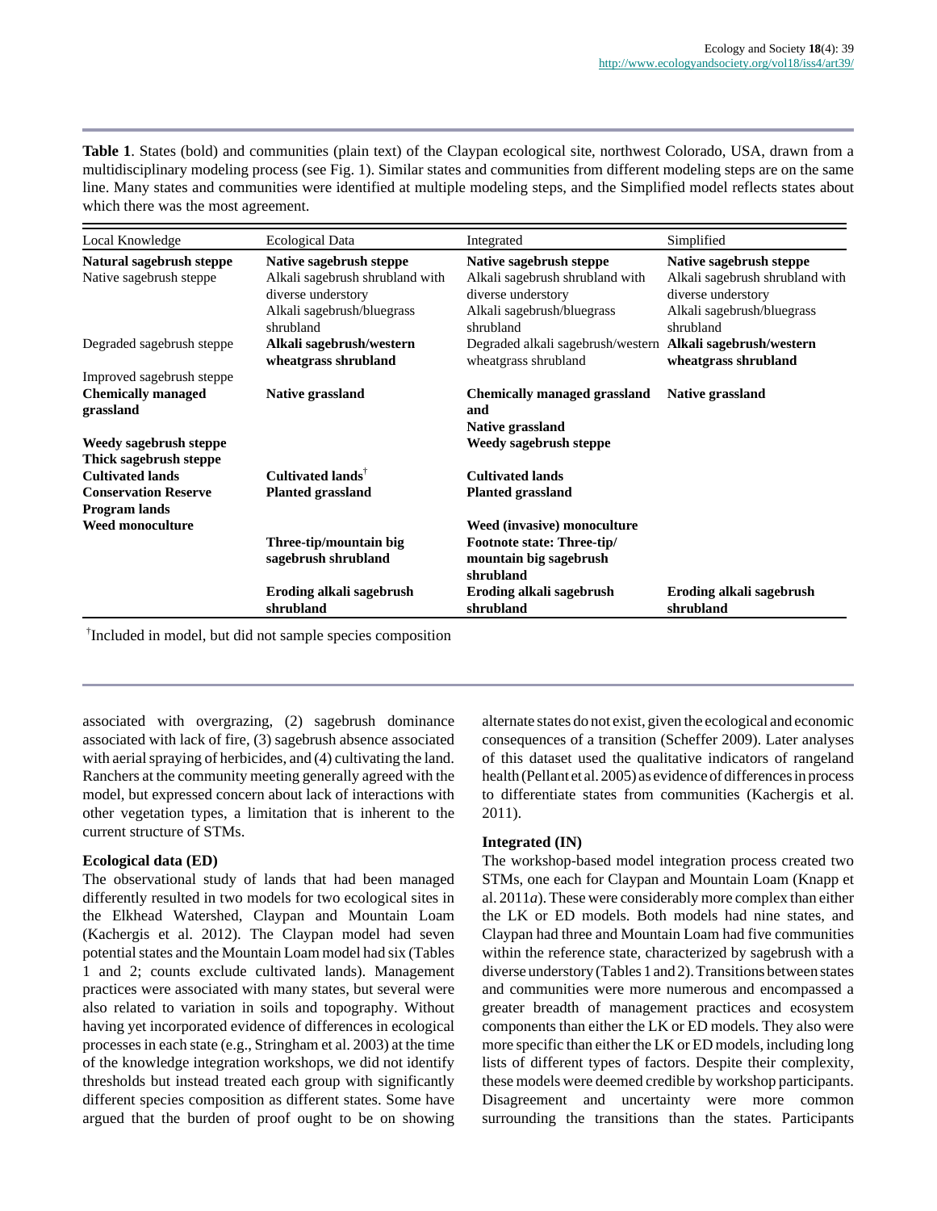**Table 1**. States (bold) and communities (plain text) of the Claypan ecological site, northwest Colorado, USA, drawn from a multidisciplinary modeling process (see Fig. 1). Similar states and communities from different modeling steps are on the same line. Many states and communities were identified at multiple modeling steps, and the Simplified model reflects states about which there was the most agreement.

| Local Knowledge | Ecological Data | Integrated | Simplified |
|---|---|---|---|
| **Natural sagebrush steppe** | **Native sagebrush steppe** | **Native sagebrush steppe** | **Native sagebrush steppe** |
| Native sagebrush steppe | Alkali sagebrush shrubland with diverse understory | Alkali sagebrush shrubland with diverse understory | Alkali sagebrush shrubland with diverse understory |
| | Alkali sagebrush/bluegrass shrubland | Alkali sagebrush/bluegrass shrubland | Alkali sagebrush/bluegrass shrubland |
| Degraded sagebrush steppe | **Alkali sagebrush/western wheatgrass shrubland** | Degraded alkali sagebrush/western wheatgrass shrubland | **Alkali sagebrush/western wheatgrass shrubland** |
| Improved sagebrush steppe | | | |
| **Chemically managed grassland** | **Native grassland** | **Chemically managed grassland and Native grassland** | **Native grassland** |
| **Weedy sagebrush steppe** | | **Weedy sagebrush steppe** | |
| **Thick sagebrush steppe** | | | |
| **Cultivated lands** | **Cultivated lands**[†] | **Cultivated lands** | |
| **Conservation Reserve Program lands** | **Planted grassland** | **Planted grassland** | |
| **Weed monoculture** | | **Weed (invasive) monoculture** | |
| | **Three-tip/mountain big sagebrush shrubland** | **Footnote state: Three-tip/ mountain big sagebrush shrubland** | |
| | **Eroding alkali sagebrush shrubland** | **Eroding alkali sagebrush shrubland** | **Eroding alkali sagebrush shrubland** |

[†]Included in model, but did not sample species composition

associated with overgrazing, (2) sagebrush dominance associated with lack of fire, (3) sagebrush absence associated with aerial spraying of herbicides, and (4) cultivating the land. Ranchers at the community meeting generally agreed with the model, but expressed concern about lack of interactions with other vegetation types, a limitation that is inherent to the current structure of STMs.

### Ecological data (ED)

The observational study of lands that had been managed differently resulted in two models for two ecological sites in the Elkhead Watershed, Claypan and Mountain Loam (Kachergis et al. 2012). The Claypan model had seven potential states and the Mountain Loam model had six (Tables 1 and 2; counts exclude cultivated lands). Management practices were associated with many states, but several were also related to variation in soils and topography. Without having yet incorporated evidence of differences in ecological processes in each state (e.g., Stringham et al. 2003) at the time of the knowledge integration workshops, we did not identify thresholds but instead treated each group with significantly different species composition as different states. Some have argued that the burden of proof ought to be on showing alternate states do not exist, given the ecological and economic consequences of a transition (Scheffer 2009). Later analyses of this dataset used the qualitative indicators of rangeland health (Pellant et al. 2005) as evidence of differences in process to differentiate states from communities (Kachergis et al. 2011).

### Integrated (IN)

The workshop-based model integration process created two STMs, one each for Claypan and Mountain Loam (Knapp et al. 2011*a*). These were considerably more complex than either the LK or ED models. Both models had nine states, and Claypan had three and Mountain Loam had five communities within the reference state, characterized by sagebrush with a diverse understory (Tables 1 and 2). Transitions between states and communities were more numerous and encompassed a greater breadth of management practices and ecosystem components than either the LK or ED models. They also were more specific than either the LK or ED models, including long lists of different types of factors. Despite their complexity, these models were deemed credible by workshop participants. Disagreement and uncertainty were more common surrounding the transitions than the states. Participants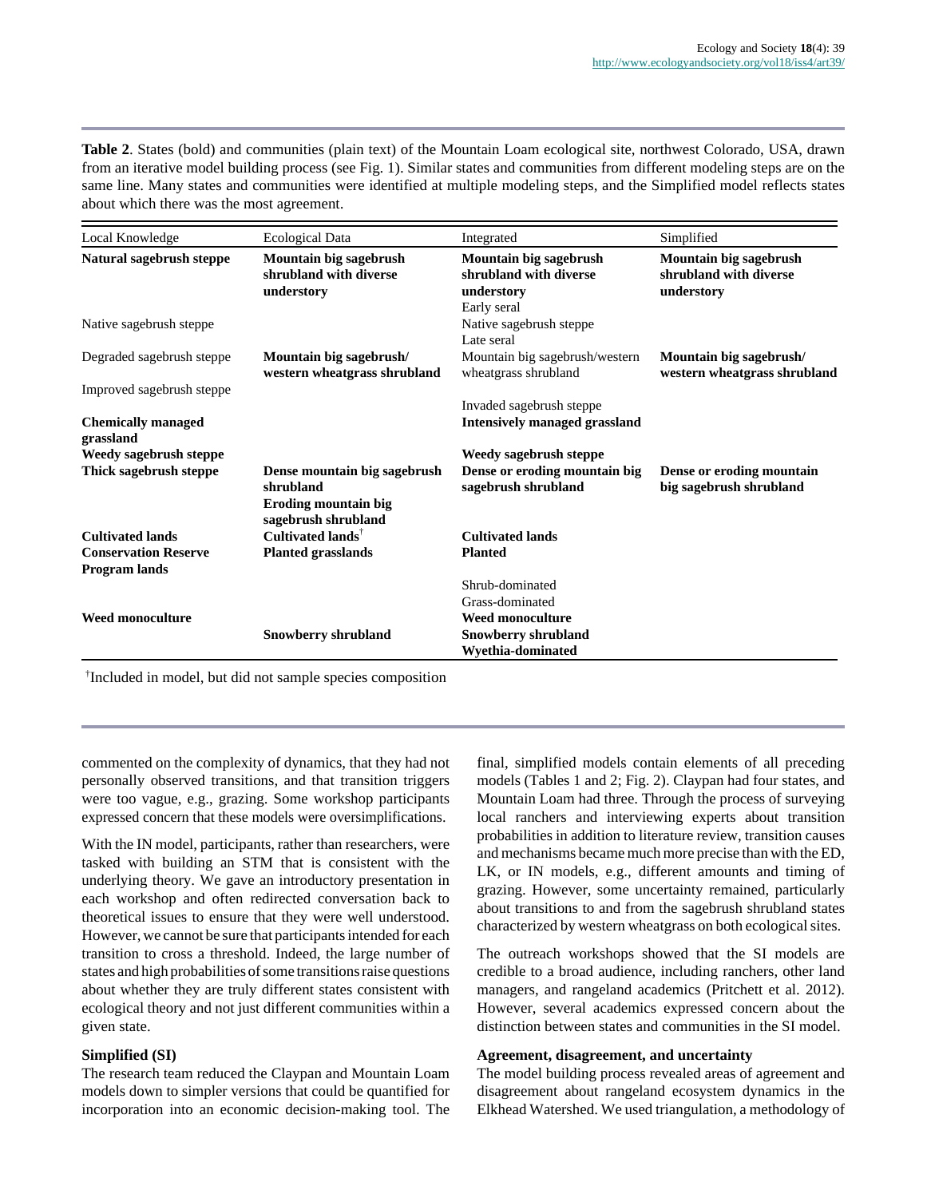**Table 2**. States (bold) and communities (plain text) of the Mountain Loam ecological site, northwest Colorado, USA, drawn from an iterative model building process (see Fig. 1). Similar states and communities from different modeling steps are on the same line. Many states and communities were identified at multiple modeling steps, and the Simplified model reflects states about which there was the most agreement.

| Local Knowledge | Ecological Data | Integrated | Simplified |
|---|---|---|---|
| **Natural sagebrush steppe** | **Mountain big sagebrush shrubland with diverse understory** | **Mountain big sagebrush shrubland with diverse understory** | **Mountain big sagebrush shrubland with diverse understory** |
| | | Early seral | |
| Native sagebrush steppe | | Native sagebrush steppe | |
| | | Late seral | |
| Degraded sagebrush steppe | **Mountain big sagebrush/ western wheatgrass shrubland** | Mountain big sagebrush/western wheatgrass shrubland | **Mountain big sagebrush/ western wheatgrass shrubland** |
| Improved sagebrush steppe | | | |
| | | Invaded sagebrush steppe | |
| **Chemically managed grassland** | | **Intensively managed grassland** | |
| **Weedy sagebrush steppe** | | **Weedy sagebrush steppe** | |
| **Thick sagebrush steppe** | **Dense mountain big sagebrush shrubland** | **Dense or eroding mountain big sagebrush shrubland** | **Dense or eroding mountain big sagebrush shrubland** |
| | **Eroding mountain big sagebrush shrubland** | | |
| **Cultivated lands** | **Cultivated lands**[†] | **Cultivated lands** | |
| **Conservation Reserve Program lands** | **Planted grasslands** | **Planted** | |
| | | Shrub-dominated | |
| | | Grass-dominated | |
| **Weed monoculture** | | **Weed monoculture** | |
| | **Snowberry shrubland** | **Snowberry shrubland** | |
| | | **Wyethia-dominated** | |

[†]Included in model, but did not sample species composition

commented on the complexity of dynamics, that they had not personally observed transitions, and that transition triggers were too vague, e.g., grazing. Some workshop participants expressed concern that these models were oversimplifications.

With the IN model, participants, rather than researchers, were tasked with building an STM that is consistent with the underlying theory. We gave an introductory presentation in each workshop and often redirected conversation back to theoretical issues to ensure that they were well understood. However, we cannot be sure that participants intended for each transition to cross a threshold. Indeed, the large number of states and high probabilities of some transitions raise questions about whether they are truly different states consistent with ecological theory and not just different communities within a given state.

### Simplified (SI)

The research team reduced the Claypan and Mountain Loam models down to simpler versions that could be quantified for incorporation into an economic decision-making tool. The final, simplified models contain elements of all preceding models (Tables 1 and 2; Fig. 2). Claypan had four states, and Mountain Loam had three. Through the process of surveying local ranchers and interviewing experts about transition probabilities in addition to literature review, transition causes and mechanisms became much more precise than with the ED, LK, or IN models, e.g., different amounts and timing of grazing. However, some uncertainty remained, particularly about transitions to and from the sagebrush shrubland states characterized by western wheatgrass on both ecological sites.

The outreach workshops showed that the SI models are credible to a broad audience, including ranchers, other land managers, and rangeland academics (Pritchett et al. 2012). However, several academics expressed concern about the distinction between states and communities in the SI model.

### Agreement, disagreement, and uncertainty

The model building process revealed areas of agreement and disagreement about rangeland ecosystem dynamics in the Elkhead Watershed. We used triangulation, a methodology of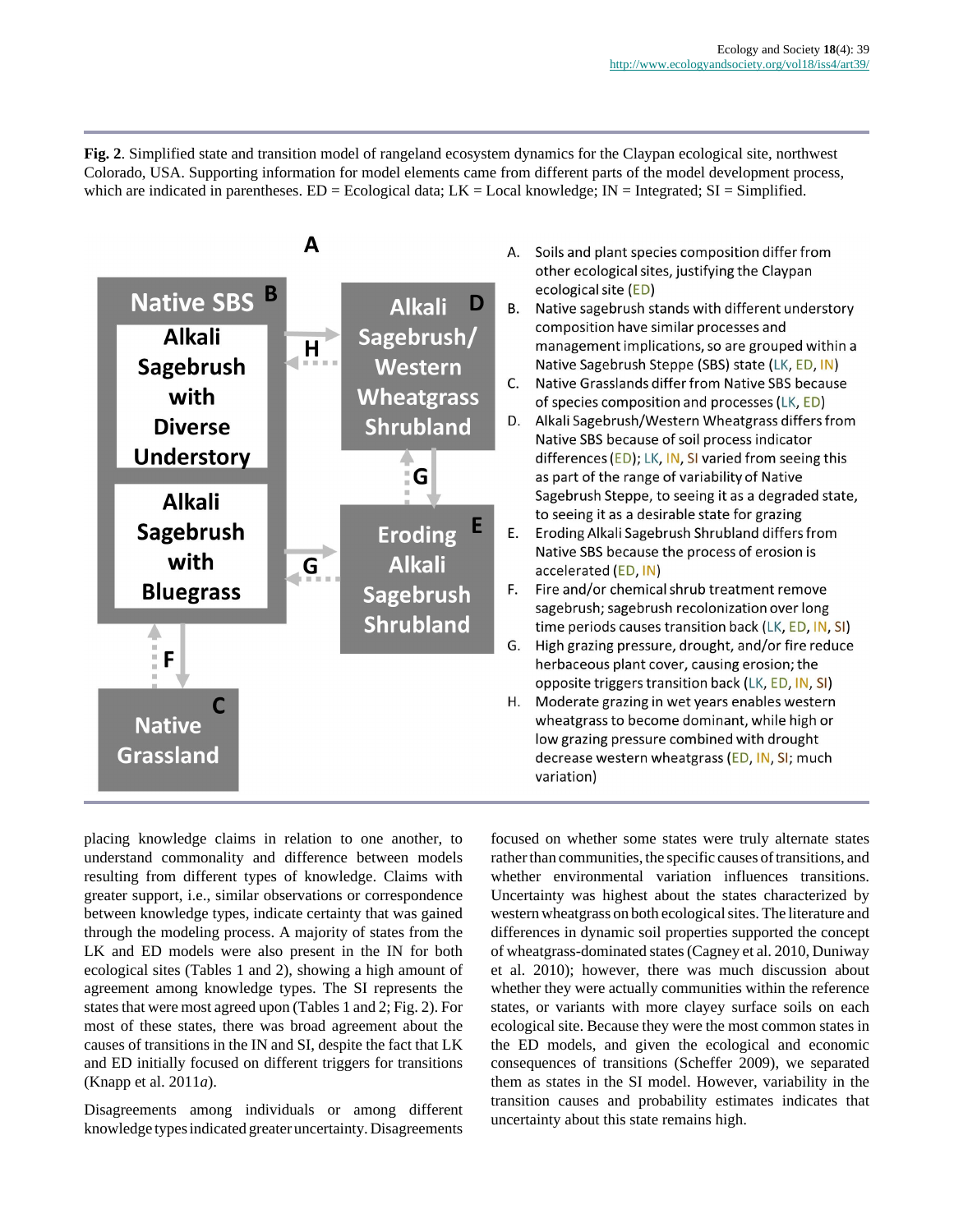**Fig. 2**. Simplified state and transition model of rangeland ecosystem dynamics for the Claypan ecological site, northwest Colorado, USA. Supporting information for model elements came from different parts of the model development process, which are indicated in parentheses. ED = Ecological data; LK = Local knowledge; IN = Integrated; SI = Simplified.

A

Native SBS B
- Alkali Sagebrush with Diverse Understory
- Alkali Sagebrush with Bluegrass

Alkali Sagebrush/ Western Wheatgrass Shrubland D

Eroding Alkali Sagebrush Shrubland E

Native Grassland C

H, G, G, F

A. Soils and plant species composition differ from other ecological sites, justifying the Claypan ecological site (ED)
B. Native sagebrush stands with different understory composition have similar processes and management implications, so are grouped within a Native Sagebrush Steppe (SBS) state (LK, ED, IN)
C. Native Grasslands differ from Native SBS because of species composition and processes (LK, ED)
D. Alkali Sagebrush/Western Wheatgrass differs from Native SBS because of soil process indicator differences (ED); LK, IN, SI varied from seeing this as part of the range of variability of Native Sagebrush Steppe, to seeing it as a degraded state, to seeing it as a desirable state for grazing
E. Eroding Alkali Sagebrush Shrubland differs from Native SBS because the process of erosion is accelerated (ED, IN)
F. Fire and/or chemical shrub treatment remove sagebrush; sagebrush recolonization over long time periods causes transition back (LK, ED, IN, SI)
G. High grazing pressure, drought, and/or fire reduce herbaceous plant cover, causing erosion; the opposite triggers transition back (LK, ED, IN, SI)
H. Moderate grazing in wet years enables western wheatgrass to become dominant, while high or low grazing pressure combined with drought decrease western wheatgrass (ED, IN, SI; much variation)

placing knowledge claims in relation to one another, to understand commonality and difference between models resulting from different types of knowledge. Claims with greater support, i.e., similar observations or correspondence between knowledge types, indicate certainty that was gained through the modeling process. A majority of states from the LK and ED models were also present in the IN for both ecological sites (Tables 1 and 2), showing a high amount of agreement among knowledge types. The SI represents the states that were most agreed upon (Tables 1 and 2; Fig. 2). For most of these states, there was broad agreement about the causes of transitions in the IN and SI, despite the fact that LK and ED initially focused on different triggers for transitions (Knapp et al. 2011*a*).

Disagreements among individuals or among different knowledge types indicated greater uncertainty. Disagreements focused on whether some states were truly alternate states rather than communities, the specific causes of transitions, and whether environmental variation influences transitions. Uncertainty was highest about the states characterized by western wheatgrass on both ecological sites. The literature and differences in dynamic soil properties supported the concept of wheatgrass-dominated states (Cagney et al. 2010, Duniway et al. 2010); however, there was much discussion about whether they were actually communities within the reference states, or variants with more clayey surface soils on each ecological site. Because they were the most common states in the ED models, and given the ecological and economic consequences of transitions (Scheffer 2009), we separated them as states in the SI model. However, variability in the transition causes and probability estimates indicates that uncertainty about this state remains high.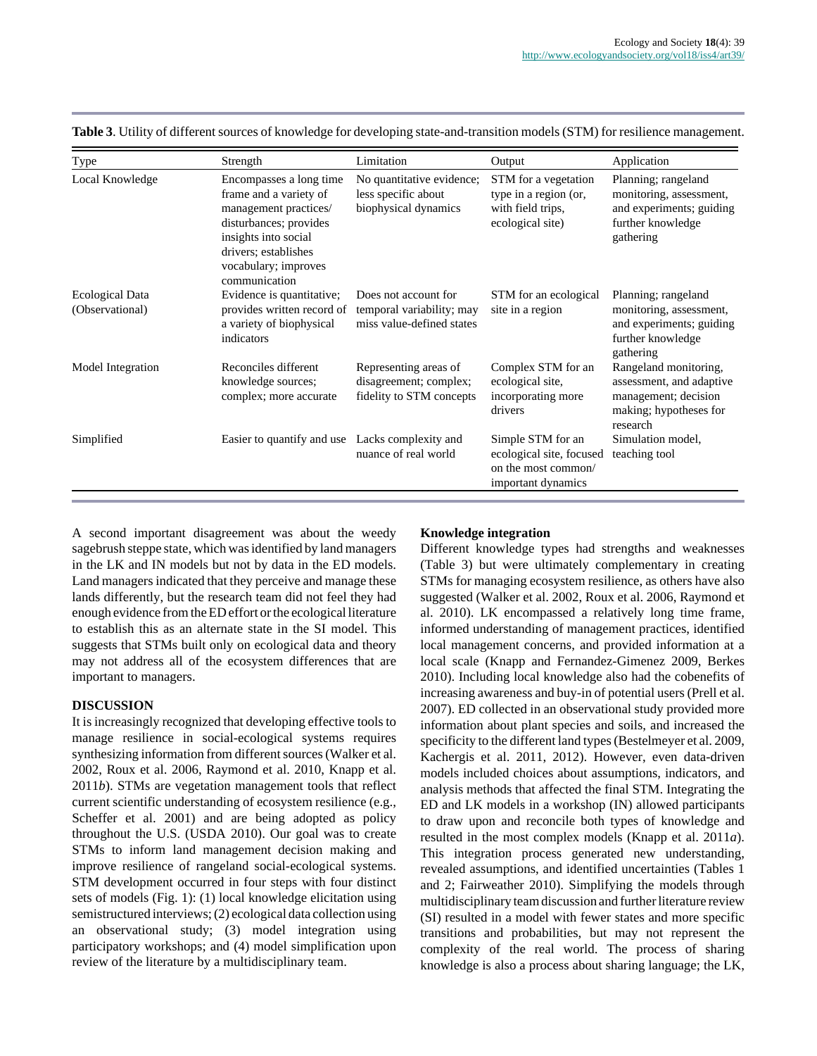**Table 3**. Utility of different sources of knowledge for developing state-and-transition models (STM) for resilience management.

| Type | Strength | Limitation | Output | Application |
|---|---|---|---|---|
| Local Knowledge | Encompasses a long time frame and a variety of management practices/ disturbances; provides insights into social drivers; establishes vocabulary; improves communication | No quantitative evidence; less specific about biophysical dynamics | STM for a vegetation type in a region (or, with field trips, ecological site) | Planning; rangeland monitoring, assessment, and experiments; guiding further knowledge gathering |
| Ecological Data (Observational) | Evidence is quantitative; provides written record of a variety of biophysical indicators | Does not account for temporal variability; may miss value-defined states | STM for an ecological site in a region | Planning; rangeland monitoring, assessment, and experiments; guiding further knowledge gathering |
| Model Integration | Reconciles different knowledge sources; complex; more accurate | Representing areas of disagreement; complex; fidelity to STM concepts | Complex STM for an ecological site, incorporating more drivers | Rangeland monitoring, assessment, and adaptive management; decision making; hypotheses for research |
| Simplified | Easier to quantify and use | Lacks complexity and nuance of real world | Simple STM for an ecological site, focused on the most common/ important dynamics | Simulation model, teaching tool |

A second important disagreement was about the weedy sagebrush steppe state, which was identified by land managers in the LK and IN models but not by data in the ED models. Land managers indicated that they perceive and manage these lands differently, but the research team did not feel they had enough evidence from the ED effort or the ecological literature to establish this as an alternate state in the SI model. This suggests that STMs built only on ecological data and theory may not address all of the ecosystem differences that are important to managers.

## DISCUSSION

It is increasingly recognized that developing effective tools to manage resilience in social-ecological systems requires synthesizing information from different sources (Walker et al. 2002, Roux et al. 2006, Raymond et al. 2010, Knapp et al. 2011*b*). STMs are vegetation management tools that reflect current scientific understanding of ecosystem resilience (e.g., Scheffer et al. 2001) and are being adopted as policy throughout the U.S. (USDA 2010). Our goal was to create STMs to inform land management decision making and improve resilience of rangeland social-ecological systems. STM development occurred in four steps with four distinct sets of models (Fig. 1): (1) local knowledge elicitation using semistructured interviews; (2) ecological data collection using an observational study; (3) model integration using participatory workshops; and (4) model simplification upon review of the literature by a multidisciplinary team.

### Knowledge integration

Different knowledge types had strengths and weaknesses (Table 3) but were ultimately complementary in creating STMs for managing ecosystem resilience, as others have also suggested (Walker et al. 2002, Roux et al. 2006, Raymond et al. 2010). LK encompassed a relatively long time frame, informed understanding of management practices, identified local management concerns, and provided information at a local scale (Knapp and Fernandez-Gimenez 2009, Berkes 2010). Including local knowledge also had the cobenefits of increasing awareness and buy-in of potential users (Prell et al. 2007). ED collected in an observational study provided more information about plant species and soils, and increased the specificity to the different land types (Bestelmeyer et al. 2009, Kachergis et al. 2011, 2012). However, even data-driven models included choices about assumptions, indicators, and analysis methods that affected the final STM. Integrating the ED and LK models in a workshop (IN) allowed participants to draw upon and reconcile both types of knowledge and resulted in the most complex models (Knapp et al. 2011*a*). This integration process generated new understanding, revealed assumptions, and identified uncertainties (Tables 1 and 2; Fairweather 2010). Simplifying the models through multidisciplinary team discussion and further literature review (SI) resulted in a model with fewer states and more specific transitions and probabilities, but may not represent the complexity of the real world. The process of sharing knowledge is also a process about sharing language; the LK,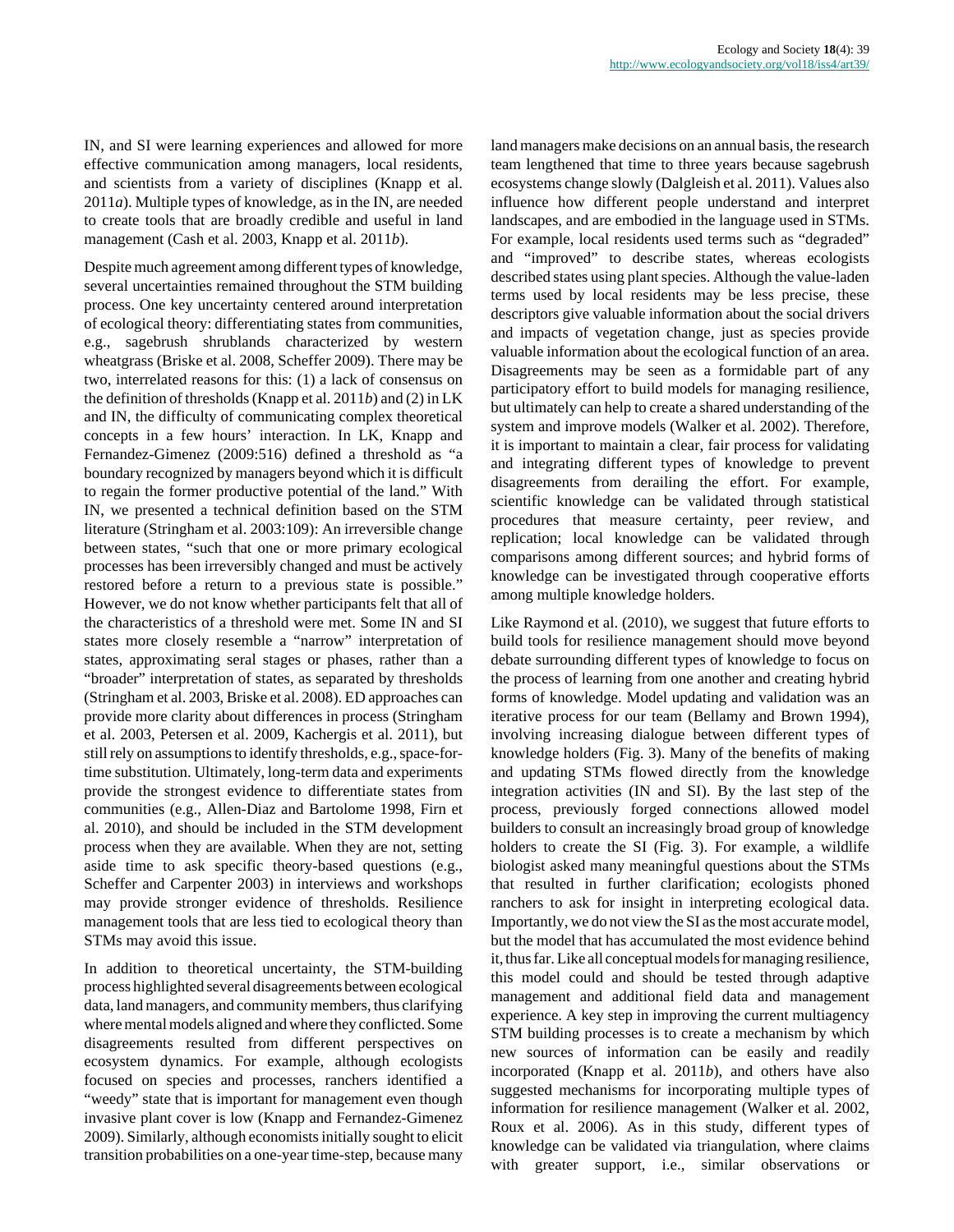IN, and SI were learning experiences and allowed for more effective communication among managers, local residents, and scientists from a variety of disciplines (Knapp et al. 2011*a*). Multiple types of knowledge, as in the IN, are needed to create tools that are broadly credible and useful in land management (Cash et al. 2003, Knapp et al. 2011*b*).

Despite much agreement among different types of knowledge, several uncertainties remained throughout the STM building process. One key uncertainty centered around interpretation of ecological theory: differentiating states from communities, e.g., sagebrush shrublands characterized by western wheatgrass (Briske et al. 2008, Scheffer 2009). There may be two, interrelated reasons for this: (1) a lack of consensus on the definition of thresholds (Knapp et al. 2011*b*) and (2) in LK and IN, the difficulty of communicating complex theoretical concepts in a few hours' interaction. In LK, Knapp and Fernandez-Gimenez (2009:516) defined a threshold as "a boundary recognized by managers beyond which it is difficult to regain the former productive potential of the land." With IN, we presented a technical definition based on the STM literature (Stringham et al. 2003:109): An irreversible change between states, "such that one or more primary ecological processes has been irreversibly changed and must be actively restored before a return to a previous state is possible." However, we do not know whether participants felt that all of the characteristics of a threshold were met. Some IN and SI states more closely resemble a "narrow" interpretation of states, approximating seral stages or phases, rather than a "broader" interpretation of states, as separated by thresholds (Stringham et al. 2003, Briske et al. 2008). ED approaches can provide more clarity about differences in process (Stringham et al. 2003, Petersen et al. 2009, Kachergis et al. 2011), but still rely on assumptions to identify thresholds, e.g., space-for-time substitution. Ultimately, long-term data and experiments provide the strongest evidence to differentiate states from communities (e.g., Allen-Diaz and Bartolome 1998, Firn et al. 2010), and should be included in the STM development process when they are available. When they are not, setting aside time to ask specific theory-based questions (e.g., Scheffer and Carpenter 2003) in interviews and workshops may provide stronger evidence of thresholds. Resilience management tools that are less tied to ecological theory than STMs may avoid this issue.

In addition to theoretical uncertainty, the STM-building process highlighted several disagreements between ecological data, land managers, and community members, thus clarifying where mental models aligned and where they conflicted. Some disagreements resulted from different perspectives on ecosystem dynamics. For example, although ecologists focused on species and processes, ranchers identified a "weedy" state that is important for management even though invasive plant cover is low (Knapp and Fernandez-Gimenez 2009). Similarly, although economists initially sought to elicit transition probabilities on a one-year time-step, because many land managers make decisions on an annual basis, the research team lengthened that time to three years because sagebrush ecosystems change slowly (Dalgleish et al. 2011). Values also influence how different people understand and interpret landscapes, and are embodied in the language used in STMs. For example, local residents used terms such as "degraded" and "improved" to describe states, whereas ecologists described states using plant species. Although the value-laden terms used by local residents may be less precise, these descriptors give valuable information about the social drivers and impacts of vegetation change, just as species provide valuable information about the ecological function of an area. Disagreements may be seen as a formidable part of any participatory effort to build models for managing resilience, but ultimately can help to create a shared understanding of the system and improve models (Walker et al. 2002). Therefore, it is important to maintain a clear, fair process for validating and integrating different types of knowledge to prevent disagreements from derailing the effort. For example, scientific knowledge can be validated through statistical procedures that measure certainty, peer review, and replication; local knowledge can be validated through comparisons among different sources; and hybrid forms of knowledge can be investigated through cooperative efforts among multiple knowledge holders.

Like Raymond et al. (2010), we suggest that future efforts to build tools for resilience management should move beyond debate surrounding different types of knowledge to focus on the process of learning from one another and creating hybrid forms of knowledge. Model updating and validation was an iterative process for our team (Bellamy and Brown 1994), involving increasing dialogue between different types of knowledge holders (Fig. 3). Many of the benefits of making and updating STMs flowed directly from the knowledge integration activities (IN and SI). By the last step of the process, previously forged connections allowed model builders to consult an increasingly broad group of knowledge holders to create the SI (Fig. 3). For example, a wildlife biologist asked many meaningful questions about the STMs that resulted in further clarification; ecologists phoned ranchers to ask for insight in interpreting ecological data. Importantly, we do not view the SI as the most accurate model, but the model that has accumulated the most evidence behind it, thus far. Like all conceptual models for managing resilience, this model could and should be tested through adaptive management and additional field data and management experience. A key step in improving the current multiagency STM building processes is to create a mechanism by which new sources of information can be easily and readily incorporated (Knapp et al. 2011*b*), and others have also suggested mechanisms for incorporating multiple types of information for resilience management (Walker et al. 2002, Roux et al. 2006). As in this study, different types of knowledge can be validated via triangulation, where claims with greater support, i.e., similar observations or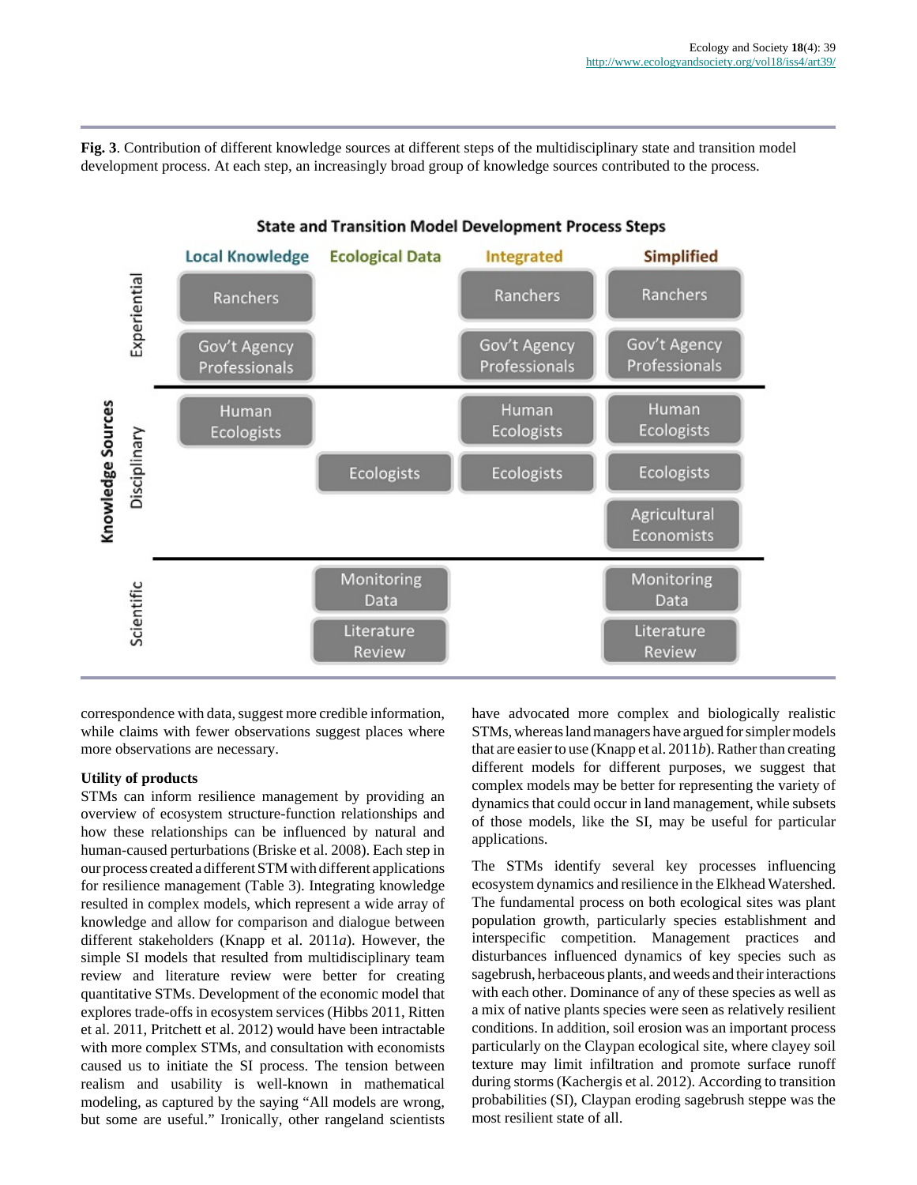**Fig. 3**. Contribution of different knowledge sources at different steps of the multidisciplinary state and transition model development process. At each step, an increasingly broad group of knowledge sources contributed to the process.

State and Transition Model Development Process Steps

Local Knowledge
Ecological Data
Integrated
Simplified

Knowledge Sources

Experiential
Ranchers
Gov't Agency Professionals

Disciplinary
Human Ecologists
Ecologists
Agricultural Economists

Scientific
Monitoring Data
Literature Review

correspondence with data, suggest more credible information, while claims with fewer observations suggest places where more observations are necessary.

### Utility of products

STMs can inform resilience management by providing an overview of ecosystem structure-function relationships and how these relationships can be influenced by natural and human-caused perturbations (Briske et al. 2008). Each step in our process created a different STM with different applications for resilience management (Table 3). Integrating knowledge resulted in complex models, which represent a wide array of knowledge and allow for comparison and dialogue between different stakeholders (Knapp et al. 2011*a*). However, the simple SI models that resulted from multidisciplinary team review and literature review were better for creating quantitative STMs. Development of the economic model that explores trade-offs in ecosystem services (Hibbs 2011, Ritten et al. 2011, Pritchett et al. 2012) would have been intractable with more complex STMs, and consultation with economists caused us to initiate the SI process. The tension between realism and usability is well-known in mathematical modeling, as captured by the saying "All models are wrong, but some are useful." Ironically, other rangeland scientists have advocated more complex and biologically realistic STMs, whereas land managers have argued for simpler models that are easier to use (Knapp et al. 2011*b*). Rather than creating different models for different purposes, we suggest that complex models may be better for representing the variety of dynamics that could occur in land management, while subsets of those models, like the SI, may be useful for particular applications.

The STMs identify several key processes influencing ecosystem dynamics and resilience in the Elkhead Watershed. The fundamental process on both ecological sites was plant population growth, particularly species establishment and interspecific competition. Management practices and disturbances influenced dynamics of key species such as sagebrush, herbaceous plants, and weeds and their interactions with each other. Dominance of any of these species as well as a mix of native plants species were seen as relatively resilient conditions. In addition, soil erosion was an important process particularly on the Claypan ecological site, where clayey soil texture may limit infiltration and promote surface runoff during storms (Kachergis et al. 2012). According to transition probabilities (SI), Claypan eroding sagebrush steppe was the most resilient state of all.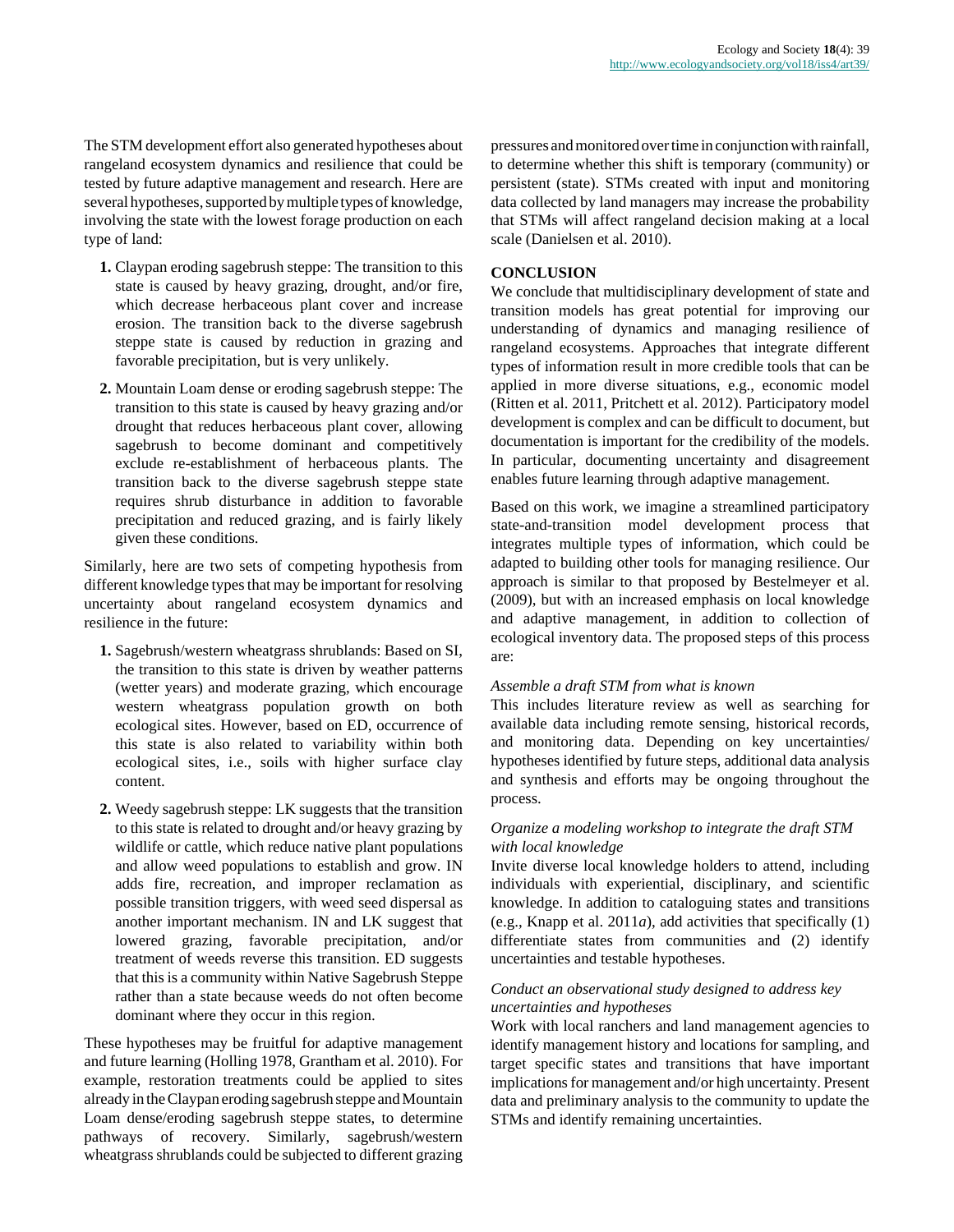The STM development effort also generated hypotheses about rangeland ecosystem dynamics and resilience that could be tested by future adaptive management and research. Here are several hypotheses, supported by multiple types of knowledge, involving the state with the lowest forage production on each type of land:

1. Claypan eroding sagebrush steppe: The transition to this state is caused by heavy grazing, drought, and/or fire, which decrease herbaceous plant cover and increase erosion. The transition back to the diverse sagebrush steppe state is caused by reduction in grazing and favorable precipitation, but is very unlikely.
2. Mountain Loam dense or eroding sagebrush steppe: The transition to this state is caused by heavy grazing and/or drought that reduces herbaceous plant cover, allowing sagebrush to become dominant and competitively exclude re-establishment of herbaceous plants. The transition back to the diverse sagebrush steppe state requires shrub disturbance in addition to favorable precipitation and reduced grazing, and is fairly likely given these conditions.

Similarly, here are two sets of competing hypothesis from different knowledge types that may be important for resolving uncertainty about rangeland ecosystem dynamics and resilience in the future:

1. Sagebrush/western wheatgrass shrublands: Based on SI, the transition to this state is driven by weather patterns (wetter years) and moderate grazing, which encourage western wheatgrass population growth on both ecological sites. However, based on ED, occurrence of this state is also related to variability within both ecological sites, i.e., soils with higher surface clay content.
2. Weedy sagebrush steppe: LK suggests that the transition to this state is related to drought and/or heavy grazing by wildlife or cattle, which reduce native plant populations and allow weed populations to establish and grow. IN adds fire, recreation, and improper reclamation as possible transition triggers, with weed seed dispersal as another important mechanism. IN and LK suggest that lowered grazing, favorable precipitation, and/or treatment of weeds reverse this transition. ED suggests that this is a community within Native Sagebrush Steppe rather than a state because weeds do not often become dominant where they occur in this region.

These hypotheses may be fruitful for adaptive management and future learning (Holling 1978, Grantham et al. 2010). For example, restoration treatments could be applied to sites already in the Claypan eroding sagebrush steppe and Mountain Loam dense/eroding sagebrush steppe states, to determine pathways of recovery. Similarly, sagebrush/western wheatgrass shrublands could be subjected to different grazing pressures and monitored over time in conjunction with rainfall, to determine whether this shift is temporary (community) or persistent (state). STMs created with input and monitoring data collected by land managers may increase the probability that STMs will affect rangeland decision making at a local scale (Danielsen et al. 2010).

## CONCLUSION

We conclude that multidisciplinary development of state and transition models has great potential for improving our understanding of dynamics and managing resilience of rangeland ecosystems. Approaches that integrate different types of information result in more credible tools that can be applied in more diverse situations, e.g., economic model (Ritten et al. 2011, Pritchett et al. 2012). Participatory model development is complex and can be difficult to document, but documentation is important for the credibility of the models. In particular, documenting uncertainty and disagreement enables future learning through adaptive management.

Based on this work, we imagine a streamlined participatory state-and-transition model development process that integrates multiple types of information, which could be adapted to building other tools for managing resilience. Our approach is similar to that proposed by Bestelmeyer et al. (2009), but with an increased emphasis on local knowledge and adaptive management, in addition to collection of ecological inventory data. The proposed steps of this process are:

*Assemble a draft STM from what is known*

This includes literature review as well as searching for available data including remote sensing, historical records, and monitoring data. Depending on key uncertainties/ hypotheses identified by future steps, additional data analysis and synthesis and efforts may be ongoing throughout the process.

*Organize a modeling workshop to integrate the draft STM with local knowledge*

Invite diverse local knowledge holders to attend, including individuals with experiential, disciplinary, and scientific knowledge. In addition to cataloguing states and transitions (e.g., Knapp et al. 2011*a*), add activities that specifically (1) differentiate states from communities and (2) identify uncertainties and testable hypotheses.

*Conduct an observational study designed to address key uncertainties and hypotheses*

Work with local ranchers and land management agencies to identify management history and locations for sampling, and target specific states and transitions that have important implications for management and/or high uncertainty. Present data and preliminary analysis to the community to update the STMs and identify remaining uncertainties.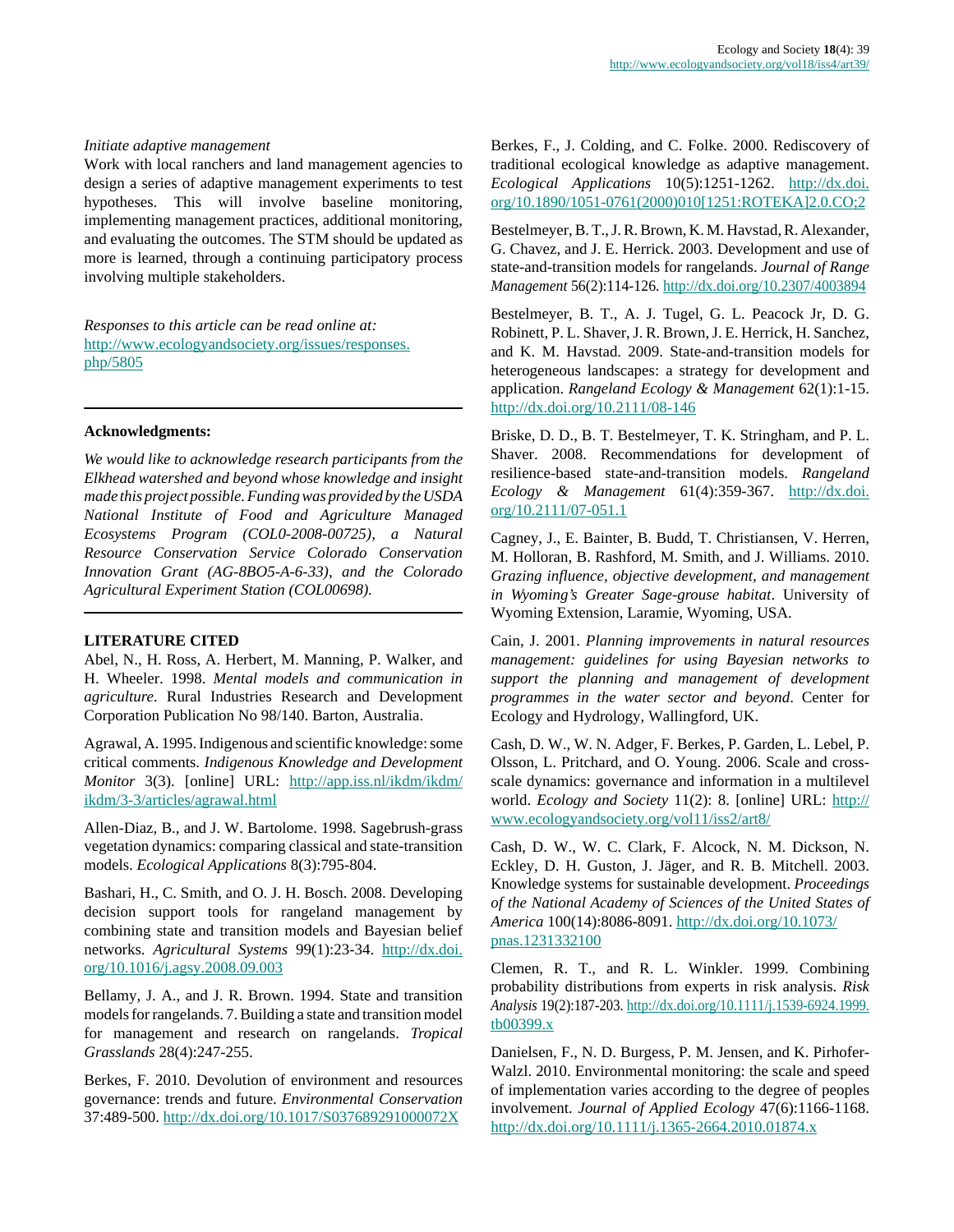*Initiate adaptive management*

Work with local ranchers and land management agencies to design a series of adaptive management experiments to test hypotheses. This will involve baseline monitoring, implementing management practices, additional monitoring, and evaluating the outcomes. The STM should be updated as more is learned, through a continuing participatory process involving multiple stakeholders.

*Responses to this article can be read online at:*
http://www.ecologyandsociety.org/issues/responses.php/5805

---

**Acknowledgments:**

*We would like to acknowledge research participants from the Elkhead watershed and beyond whose knowledge and insight made this project possible. Funding was provided by the USDA National Institute of Food and Agriculture Managed Ecosystems Program (COL0-2008-00725), a Natural Resource Conservation Service Colorado Conservation Innovation Grant (AG-8BO5-A-6-33), and the Colorado Agricultural Experiment Station (COL00698).*

---

## LITERATURE CITED

Abel, N., H. Ross, A. Herbert, M. Manning, P. Walker, and H. Wheeler. 1998. *Mental models and communication in agriculture*. Rural Industries Research and Development Corporation Publication No 98/140. Barton, Australia.

Agrawal, A. 1995. Indigenous and scientific knowledge: some critical comments. *Indigenous Knowledge and Development Monitor* 3(3). [online] URL: http://app.iss.nl/ikdm/ikdm/ikdm/3-3/articles/agrawal.html

Allen-Diaz, B., and J. W. Bartolome. 1998. Sagebrush-grass vegetation dynamics: comparing classical and state-transition models. *Ecological Applications* 8(3):795-804.

Bashari, H., C. Smith, and O. J. H. Bosch. 2008. Developing decision support tools for rangeland management by combining state and transition models and Bayesian belief networks. *Agricultural Systems* 99(1):23-34. http://dx.doi.org/10.1016/j.agsy.2008.09.003

Bellamy, J. A., and J. R. Brown. 1994. State and transition models for rangelands. 7. Building a state and transition model for management and research on rangelands. *Tropical Grasslands* 28(4):247-255.

Berkes, F. 2010. Devolution of environment and resources governance: trends and future. *Environmental Conservation* 37:489-500. http://dx.doi.org/10.1017/S037689291000072X

Berkes, F., J. Colding, and C. Folke. 2000. Rediscovery of traditional ecological knowledge as adaptive management. *Ecological Applications* 10(5):1251-1262. http://dx.doi.org/10.1890/1051-0761(2000)010[1251:ROTEKA]2.0.CO;2

Bestelmeyer, B. T., J. R. Brown, K. M. Havstad, R. Alexander, G. Chavez, and J. E. Herrick. 2003. Development and use of state-and-transition models for rangelands. *Journal of Range Management* 56(2):114-126. http://dx.doi.org/10.2307/4003894

Bestelmeyer, B. T., A. J. Tugel, G. L. Peacock Jr, D. G. Robinett, P. L. Shaver, J. R. Brown, J. E. Herrick, H. Sanchez, and K. M. Havstad. 2009. State-and-transition models for heterogeneous landscapes: a strategy for development and application. *Rangeland Ecology & Management* 62(1):1-15. http://dx.doi.org/10.2111/08-146

Briske, D. D., B. T. Bestelmeyer, T. K. Stringham, and P. L. Shaver. 2008. Recommendations for development of resilience-based state-and-transition models. *Rangeland Ecology & Management* 61(4):359-367. http://dx.doi.org/10.2111/07-051.1

Cagney, J., E. Bainter, B. Budd, T. Christiansen, V. Herren, M. Holloran, B. Rashford, M. Smith, and J. Williams. 2010. *Grazing influence, objective development, and management in Wyoming's Greater Sage-grouse habitat*. University of Wyoming Extension, Laramie, Wyoming, USA.

Cain, J. 2001. *Planning improvements in natural resources management: guidelines for using Bayesian networks to support the planning and management of development programmes in the water sector and beyond*. Center for Ecology and Hydrology, Wallingford, UK.

Cash, D. W., W. N. Adger, F. Berkes, P. Garden, L. Lebel, P. Olsson, L. Pritchard, and O. Young. 2006. Scale and cross-scale dynamics: governance and information in a multilevel world. *Ecology and Society* 11(2): 8. [online] URL: http://www.ecologyandsociety.org/vol11/iss2/art8/

Cash, D. W., W. C. Clark, F. Alcock, N. M. Dickson, N. Eckley, D. H. Guston, J. Jäger, and R. B. Mitchell. 2003. Knowledge systems for sustainable development. *Proceedings of the National Academy of Sciences of the United States of America* 100(14):8086-8091. http://dx.doi.org/10.1073/pnas.1231332100

Clemen, R. T., and R. L. Winkler. 1999. Combining probability distributions from experts in risk analysis. *Risk Analysis* 19(2):187-203. http://dx.doi.org/10.1111/j.1539-6924.1999.tb00399.x

Danielsen, F., N. D. Burgess, P. M. Jensen, and K. Pirhofer-Walzl. 2010. Environmental monitoring: the scale and speed of implementation varies according to the degree of peoples involvement. *Journal of Applied Ecology* 47(6):1166-1168. http://dx.doi.org/10.1111/j.1365-2664.2010.01874.x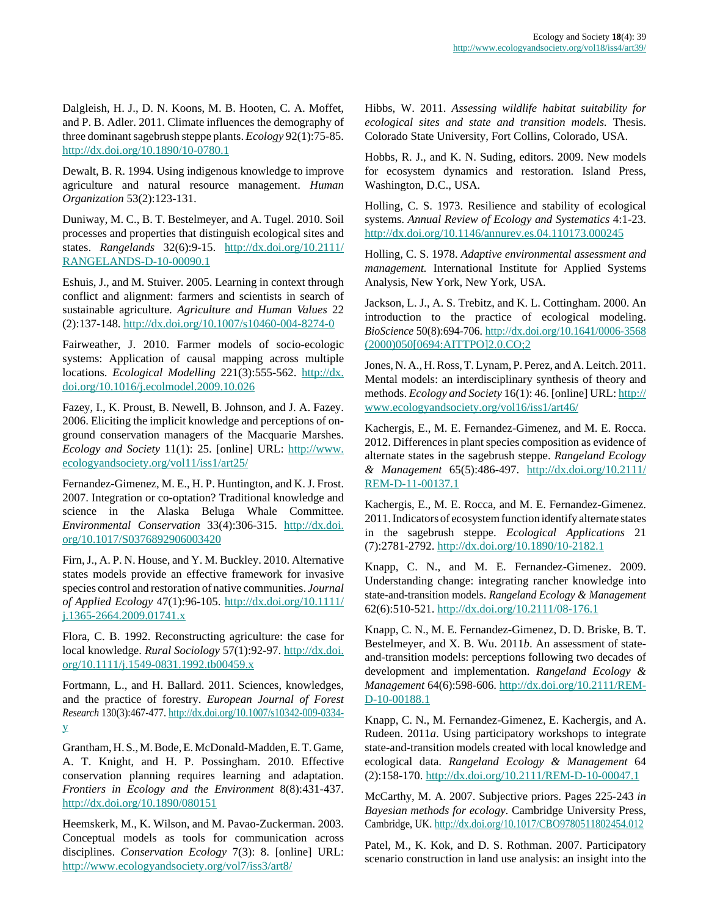Dalgleish, H. J., D. N. Koons, M. B. Hooten, C. A. Moffet, and P. B. Adler. 2011. Climate influences the demography of three dominant sagebrush steppe plants. *Ecology* 92(1):75-85. http://dx.doi.org/10.1890/10-0780.1

Dewalt, B. R. 1994. Using indigenous knowledge to improve agriculture and natural resource management. *Human Organization* 53(2):123-131.

Duniway, M. C., B. T. Bestelmeyer, and A. Tugel. 2010. Soil processes and properties that distinguish ecological sites and states. *Rangelands* 32(6):9-15. http://dx.doi.org/10.2111/RANGELANDS-D-10-00090.1

Eshuis, J., and M. Stuiver. 2005. Learning in context through conflict and alignment: farmers and scientists in search of sustainable agriculture. *Agriculture and Human Values* 22 (2):137-148. http://dx.doi.org/10.1007/s10460-004-8274-0

Fairweather, J. 2010. Farmer models of socio-ecologic systems: Application of causal mapping across multiple locations. *Ecological Modelling* 221(3):555-562. http://dx.doi.org/10.1016/j.ecolmodel.2009.10.026

Fazey, I., K. Proust, B. Newell, B. Johnson, and J. A. Fazey. 2006. Eliciting the implicit knowledge and perceptions of on-ground conservation managers of the Macquarie Marshes. *Ecology and Society* 11(1): 25. [online] URL: http://www.ecologyandsociety.org/vol11/iss1/art25/

Fernandez-Gimenez, M. E., H. P. Huntington, and K. J. Frost. 2007. Integration or co-optation? Traditional knowledge and science in the Alaska Beluga Whale Committee. *Environmental Conservation* 33(4):306-315. http://dx.doi.org/10.1017/S0376892906003420

Firn, J., A. P. N. House, and Y. M. Buckley. 2010. Alternative states models provide an effective framework for invasive species control and restoration of native communities. *Journal of Applied Ecology* 47(1):96-105. http://dx.doi.org/10.1111/j.1365-2664.2009.01741.x

Flora, C. B. 1992. Reconstructing agriculture: the case for local knowledge. *Rural Sociology* 57(1):92-97. http://dx.doi.org/10.1111/j.1549-0831.1992.tb00459.x

Fortmann, L., and H. Ballard. 2011. Sciences, knowledges, and the practice of forestry. *European Journal of Forest Research* 130(3):467-477. http://dx.doi.org/10.1007/s10342-009-0334-y

Grantham, H. S., M. Bode, E. McDonald-Madden, E. T. Game, A. T. Knight, and H. P. Possingham. 2010. Effective conservation planning requires learning and adaptation. *Frontiers in Ecology and the Environment* 8(8):431-437. http://dx.doi.org/10.1890/080151

Heemskerk, M., K. Wilson, and M. Pavao-Zuckerman. 2003. Conceptual models as tools for communication across disciplines. *Conservation Ecology* 7(3): 8. [online] URL: http://www.ecologyandsociety.org/vol7/iss3/art8/

Hibbs, W. 2011. *Assessing wildlife habitat suitability for ecological sites and state and transition models.* Thesis. Colorado State University, Fort Collins, Colorado, USA.

Hobbs, R. J., and K. N. Suding, editors. 2009. New models for ecosystem dynamics and restoration. Island Press, Washington, D.C., USA.

Holling, C. S. 1973. Resilience and stability of ecological systems. *Annual Review of Ecology and Systematics* 4:1-23. http://dx.doi.org/10.1146/annurev.es.04.110173.000245

Holling, C. S. 1978. *Adaptive environmental assessment and management.* International Institute for Applied Systems Analysis, New York, New York, USA.

Jackson, L. J., A. S. Trebitz, and K. L. Cottingham. 2000. An introduction to the practice of ecological modeling. *BioScience* 50(8):694-706. http://dx.doi.org/10.1641/0006-3568(2000)050[0694:AITTPO]2.0.CO;2

Jones, N. A., H. Ross, T. Lynam, P. Perez, and A. Leitch. 2011. Mental models: an interdisciplinary synthesis of theory and methods. *Ecology and Society* 16(1): 46. [online] URL: http://www.ecologyandsociety.org/vol16/iss1/art46/

Kachergis, E., M. E. Fernandez-Gimenez, and M. E. Rocca. 2012. Differences in plant species composition as evidence of alternate states in the sagebrush steppe. *Rangeland Ecology & Management* 65(5):486-497. http://dx.doi.org/10.2111/REM-D-11-00137.1

Kachergis, E., M. E. Rocca, and M. E. Fernandez-Gimenez. 2011. Indicators of ecosystem function identify alternate states in the sagebrush steppe. *Ecological Applications* 21 (7):2781-2792. http://dx.doi.org/10.1890/10-2182.1

Knapp, C. N., and M. E. Fernandez-Gimenez. 2009. Understanding change: integrating rancher knowledge into state-and-transition models. *Rangeland Ecology & Management* 62(6):510-521. http://dx.doi.org/10.2111/08-176.1

Knapp, C. N., M. E. Fernandez-Gimenez, D. D. Briske, B. T. Bestelmeyer, and X. B. Wu. 2011*b*. An assessment of state-and-transition models: perceptions following two decades of development and implementation. *Rangeland Ecology & Management* 64(6):598-606. http://dx.doi.org/10.2111/REM-D-10-00188.1

Knapp, C. N., M. Fernandez-Gimenez, E. Kachergis, and A. Rudeen. 2011*a*. Using participatory workshops to integrate state-and-transition models created with local knowledge and ecological data. *Rangeland Ecology & Management* 64 (2):158-170. http://dx.doi.org/10.2111/REM-D-10-00047.1

McCarthy, M. A. 2007. Subjective priors. Pages 225-243 *in Bayesian methods for ecology*. Cambridge University Press, Cambridge, UK. http://dx.doi.org/10.1017/CBO9780511802454.012

Patel, M., K. Kok, and D. S. Rothman. 2007. Participatory scenario construction in land use analysis: an insight into the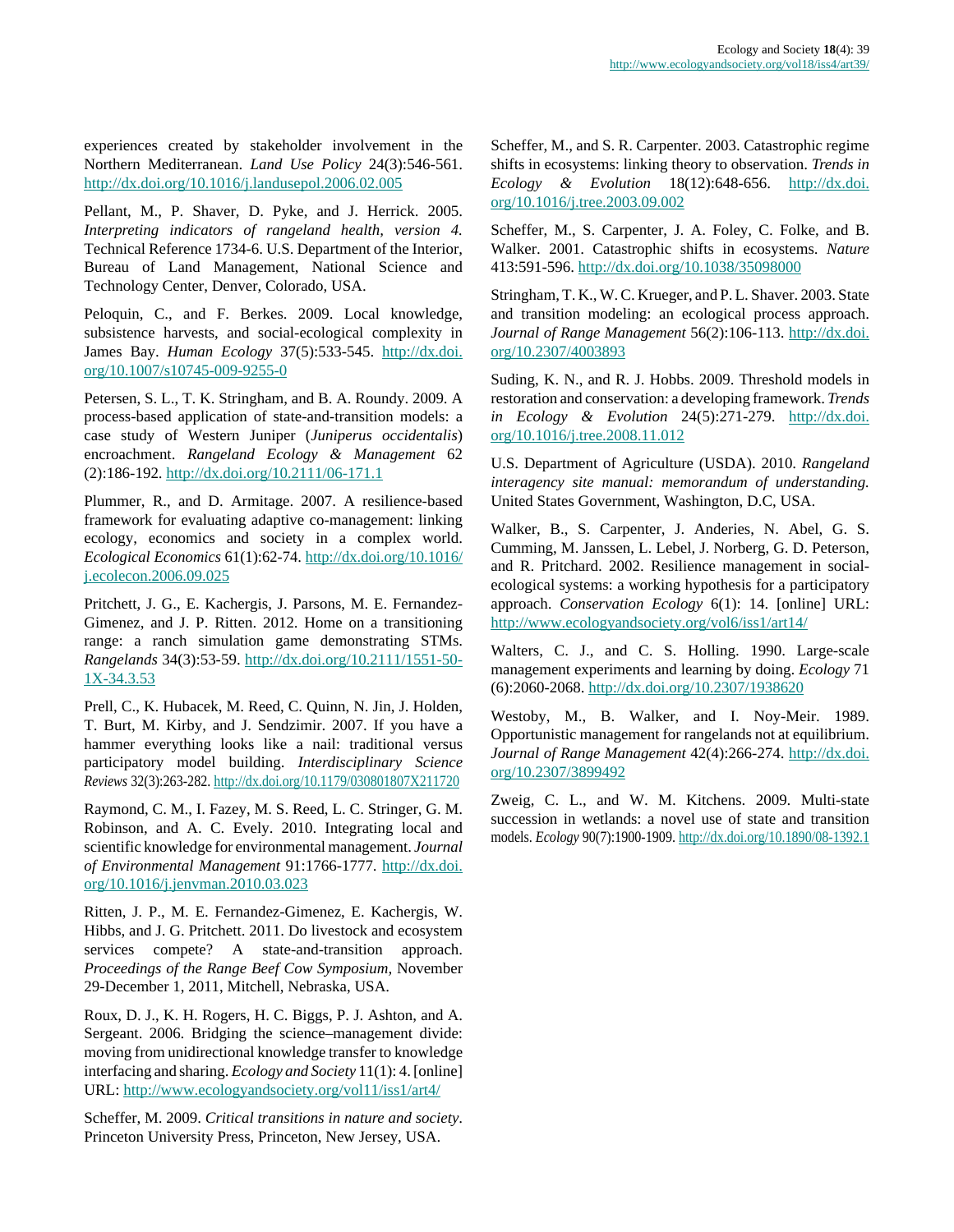experiences created by stakeholder involvement in the Northern Mediterranean. *Land Use Policy* 24(3):546-561. http://dx.doi.org/10.1016/j.landusepol.2006.02.005

Pellant, M., P. Shaver, D. Pyke, and J. Herrick. 2005. *Interpreting indicators of rangeland health, version 4.* Technical Reference 1734-6. U.S. Department of the Interior, Bureau of Land Management, National Science and Technology Center, Denver, Colorado, USA.

Peloquin, C., and F. Berkes. 2009. Local knowledge, subsistence harvests, and social-ecological complexity in James Bay. *Human Ecology* 37(5):533-545. http://dx.doi.org/10.1007/s10745-009-9255-0

Petersen, S. L., T. K. Stringham, and B. A. Roundy. 2009. A process-based application of state-and-transition models: a case study of Western Juniper (*Juniperus occidentalis*) encroachment. *Rangeland Ecology & Management* 62 (2):186-192. http://dx.doi.org/10.2111/06-171.1

Plummer, R., and D. Armitage. 2007. A resilience-based framework for evaluating adaptive co-management: linking ecology, economics and society in a complex world. *Ecological Economics* 61(1):62-74. http://dx.doi.org/10.1016/j.ecolecon.2006.09.025

Pritchett, J. G., E. Kachergis, J. Parsons, M. E. Fernandez-Gimenez, and J. P. Ritten. 2012. Home on a transitioning range: a ranch simulation game demonstrating STMs. *Rangelands* 34(3):53-59. http://dx.doi.org/10.2111/1551-501X-34.3.53

Prell, C., K. Hubacek, M. Reed, C. Quinn, N. Jin, J. Holden, T. Burt, M. Kirby, and J. Sendzimir. 2007. If you have a hammer everything looks like a nail: traditional versus participatory model building. *Interdisciplinary Science Reviews* 32(3):263-282. http://dx.doi.org/10.1179/030801807X211720

Raymond, C. M., I. Fazey, M. S. Reed, L. C. Stringer, G. M. Robinson, and A. C. Evely. 2010. Integrating local and scientific knowledge for environmental management. *Journal of Environmental Management* 91:1766-1777. http://dx.doi.org/10.1016/j.jenvman.2010.03.023

Ritten, J. P., M. E. Fernandez-Gimenez, E. Kachergis, W. Hibbs, and J. G. Pritchett. 2011. Do livestock and ecosystem services compete? A state-and-transition approach. *Proceedings of the Range Beef Cow Symposium*, November 29-December 1, 2011, Mitchell, Nebraska, USA.

Roux, D. J., K. H. Rogers, H. C. Biggs, P. J. Ashton, and A. Sergeant. 2006. Bridging the science–management divide: moving from unidirectional knowledge transfer to knowledge interfacing and sharing. *Ecology and Society* 11(1): 4. [online] URL: http://www.ecologyandsociety.org/vol11/iss1/art4/

Scheffer, M. 2009. *Critical transitions in nature and society*. Princeton University Press, Princeton, New Jersey, USA.

Scheffer, M., and S. R. Carpenter. 2003. Catastrophic regime shifts in ecosystems: linking theory to observation. *Trends in Ecology & Evolution* 18(12):648-656. http://dx.doi.org/10.1016/j.tree.2003.09.002

Scheffer, M., S. Carpenter, J. A. Foley, C. Folke, and B. Walker. 2001. Catastrophic shifts in ecosystems. *Nature* 413:591-596. http://dx.doi.org/10.1038/35098000

Stringham, T. K., W. C. Krueger, and P. L. Shaver. 2003. State and transition modeling: an ecological process approach. *Journal of Range Management* 56(2):106-113. http://dx.doi.org/10.2307/4003893

Suding, K. N., and R. J. Hobbs. 2009. Threshold models in restoration and conservation: a developing framework. *Trends in Ecology & Evolution* 24(5):271-279. http://dx.doi.org/10.1016/j.tree.2008.11.012

U.S. Department of Agriculture (USDA). 2010. *Rangeland interagency site manual: memorandum of understanding.* United States Government, Washington, D.C, USA.

Walker, B., S. Carpenter, J. Anderies, N. Abel, G. S. Cumming, M. Janssen, L. Lebel, J. Norberg, G. D. Peterson, and R. Pritchard. 2002. Resilience management in social-ecological systems: a working hypothesis for a participatory approach. *Conservation Ecology* 6(1): 14. [online] URL: http://www.ecologyandsociety.org/vol6/iss1/art14/

Walters, C. J., and C. S. Holling. 1990. Large-scale management experiments and learning by doing. *Ecology* 71 (6):2060-2068. http://dx.doi.org/10.2307/1938620

Westoby, M., B. Walker, and I. Noy-Meir. 1989. Opportunistic management for rangelands not at equilibrium. *Journal of Range Management* 42(4):266-274. http://dx.doi.org/10.2307/3899492

Zweig, C. L., and W. M. Kitchens. 2009. Multi-state succession in wetlands: a novel use of state and transition models. *Ecology* 90(7):1900-1909. http://dx.doi.org/10.1890/08-1392.1